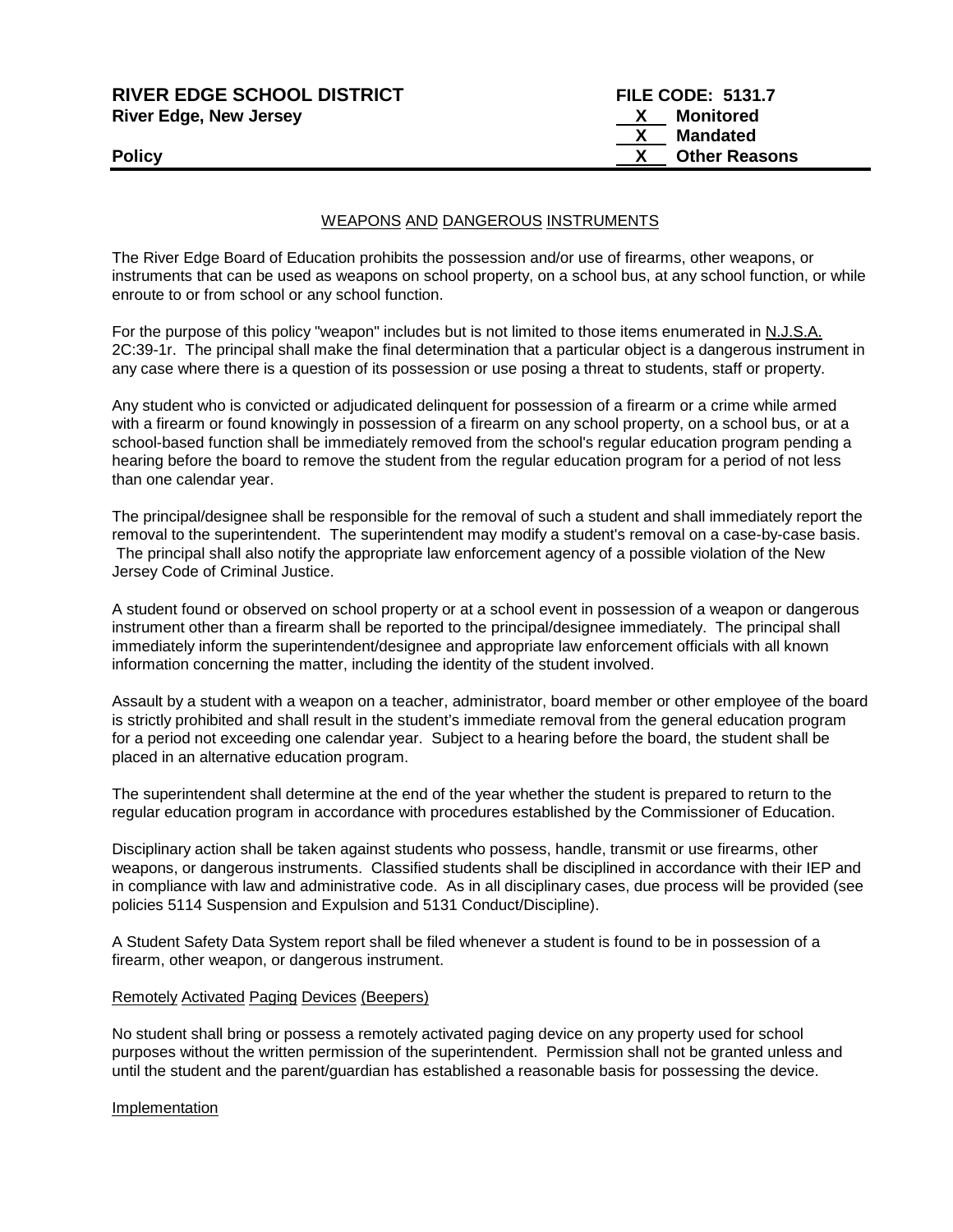**RIVER EDGE SCHOOL DISTRICT**
**River Edge, New Jersey**

**FILE CODE: 5131.7**
**X Monitored**
**X Mandated**
**X Other Reasons**

**Policy**

## WEAPONS AND DANGEROUS INSTRUMENTS

The River Edge Board of Education prohibits the possession and/or use of firearms, other weapons, or instruments that can be used as weapons on school property, on a school bus, at any school function, or while enroute to or from school or any school function.

For the purpose of this policy "weapon" includes but is not limited to those items enumerated in N.J.S.A. 2C:39-1r. The principal shall make the final determination that a particular object is a dangerous instrument in any case where there is a question of its possession or use posing a threat to students, staff or property.

Any student who is convicted or adjudicated delinquent for possession of a firearm or a crime while armed with a firearm or found knowingly in possession of a firearm on any school property, on a school bus, or at a school-based function shall be immediately removed from the school's regular education program pending a hearing before the board to remove the student from the regular education program for a period of not less than one calendar year.

The principal/designee shall be responsible for the removal of such a student and shall immediately report the removal to the superintendent. The superintendent may modify a student's removal on a case-by-case basis. The principal shall also notify the appropriate law enforcement agency of a possible violation of the New Jersey Code of Criminal Justice.

A student found or observed on school property or at a school event in possession of a weapon or dangerous instrument other than a firearm shall be reported to the principal/designee immediately. The principal shall immediately inform the superintendent/designee and appropriate law enforcement officials with all known information concerning the matter, including the identity of the student involved.

Assault by a student with a weapon on a teacher, administrator, board member or other employee of the board is strictly prohibited and shall result in the student's immediate removal from the general education program for a period not exceeding one calendar year. Subject to a hearing before the board, the student shall be placed in an alternative education program.

The superintendent shall determine at the end of the year whether the student is prepared to return to the regular education program in accordance with procedures established by the Commissioner of Education.

Disciplinary action shall be taken against students who possess, handle, transmit or use firearms, other weapons, or dangerous instruments. Classified students shall be disciplined in accordance with their IEP and in compliance with law and administrative code. As in all disciplinary cases, due process will be provided (see policies 5114 Suspension and Expulsion and 5131 Conduct/Discipline).

A Student Safety Data System report shall be filed whenever a student is found to be in possession of a firearm, other weapon, or dangerous instrument.

### Remotely Activated Paging Devices (Beepers)

No student shall bring or possess a remotely activated paging device on any property used for school purposes without the written permission of the superintendent. Permission shall not be granted unless and until the student and the parent/guardian has established a reasonable basis for possessing the device.

### Implementation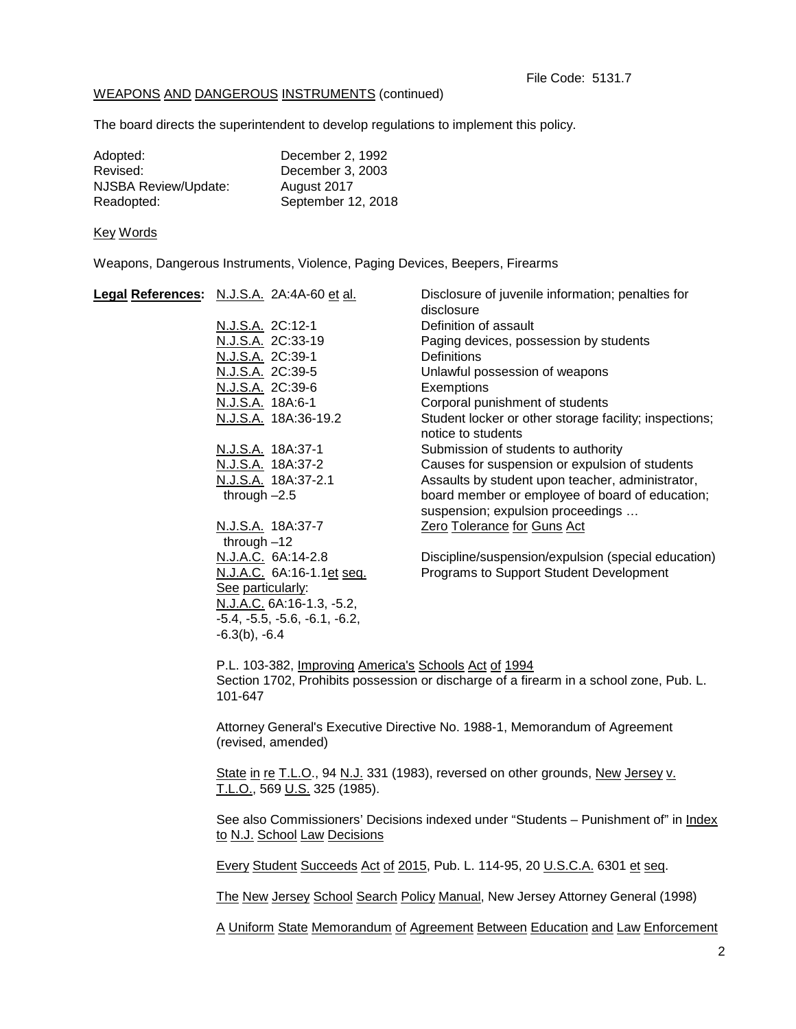File Code: 5131.7

WEAPONS AND DANGEROUS INSTRUMENTS (continued)

The board directs the superintendent to develop regulations to implement this policy.

| | |
|---|---|
| Adopted: | December 2, 1992 |
| Revised: | December 3, 2003 |
| NJSBA Review/Update: | August 2017 |
| Readopted: | September 12, 2018 |

Key Words

Weapons, Dangerous Instruments, Violence, Paging Devices, Beepers, Firearms

**Legal References:**

| | |
|---|---|
| N.J.S.A. 2A:4A-60 et al. | Disclosure of juvenile information; penalties for disclosure |
| N.J.S.A. 2C:12-1 | Definition of assault |
| N.J.S.A. 2C:33-19 | Paging devices, possession by students |
| N.J.S.A. 2C:39-1 | Definitions |
| N.J.S.A. 2C:39-5 | Unlawful possession of weapons |
| N.J.S.A. 2C:39-6 | Exemptions |
| N.J.S.A. 18A:6-1 | Corporal punishment of students |
| N.J.S.A. 18A:36-19.2 | Student locker or other storage facility; inspections; notice to students |
| N.J.S.A. 18A:37-1 | Submission of students to authority |
| N.J.S.A. 18A:37-2 | Causes for suspension or expulsion of students |
| N.J.S.A. 18A:37-2.1 through –2.5 | Assaults by student upon teacher, administrator, board member or employee of board of education; suspension; expulsion proceedings … |
| N.J.S.A. 18A:37-7 through –12 | Zero Tolerance for Guns Act |
| N.J.A.C. 6A:14-2.8 | Discipline/suspension/expulsion (special education) |
| N.J.A.C. 6A:16-1.1et seq. See particularly: N.J.A.C. 6A:16-1.3, -5.2, -5.4, -5.5, -5.6, -6.1, -6.2, -6.3(b), -6.4 | Programs to Support Student Development |

P.L. 103-382, Improving America's Schools Act of 1994
Section 1702, Prohibits possession or discharge of a firearm in a school zone, Pub. L. 101-647

Attorney General's Executive Directive No. 1988-1, Memorandum of Agreement (revised, amended)

State in re T.L.O., 94 N.J. 331 (1983), reversed on other grounds, New Jersey v. T.L.O., 569 U.S. 325 (1985).

See also Commissioners' Decisions indexed under "Students – Punishment of" in Index to N.J. School Law Decisions

Every Student Succeeds Act of 2015, Pub. L. 114-95, 20 U.S.C.A. 6301 et seq.

The New Jersey School Search Policy Manual, New Jersey Attorney General (1998)

A Uniform State Memorandum of Agreement Between Education and Law Enforcement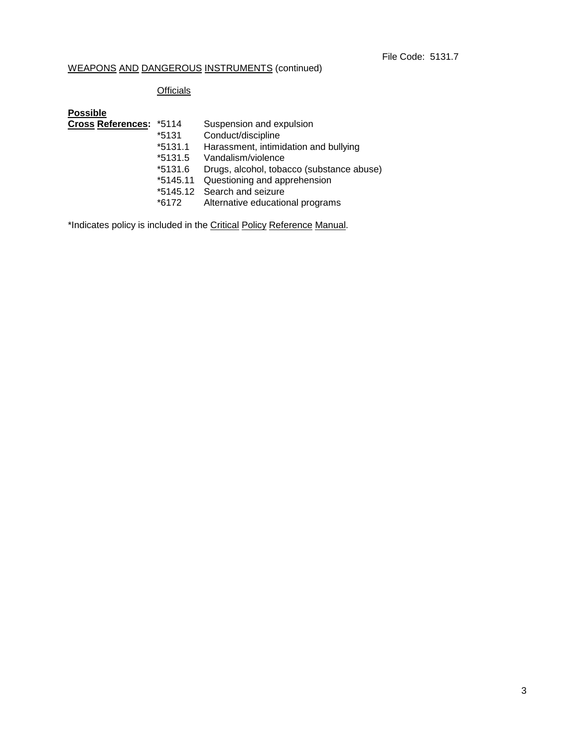WEAPONS AND DANGEROUS INSTRUMENTS (continued)

Officials

**Possible Cross References:**

| | |
|---|---|
| *5114 | Suspension and expulsion |
| *5131 | Conduct/discipline |
| *5131.1 | Harassment, intimidation and bullying |
| *5131.5 | Vandalism/violence |
| *5131.6 | Drugs, alcohol, tobacco (substance abuse) |
| *5145.11 | Questioning and apprehension |
| *5145.12 | Search and seizure |
| *6172 | Alternative educational programs |

*Indicates policy is included in the Critical Policy Reference Manual.